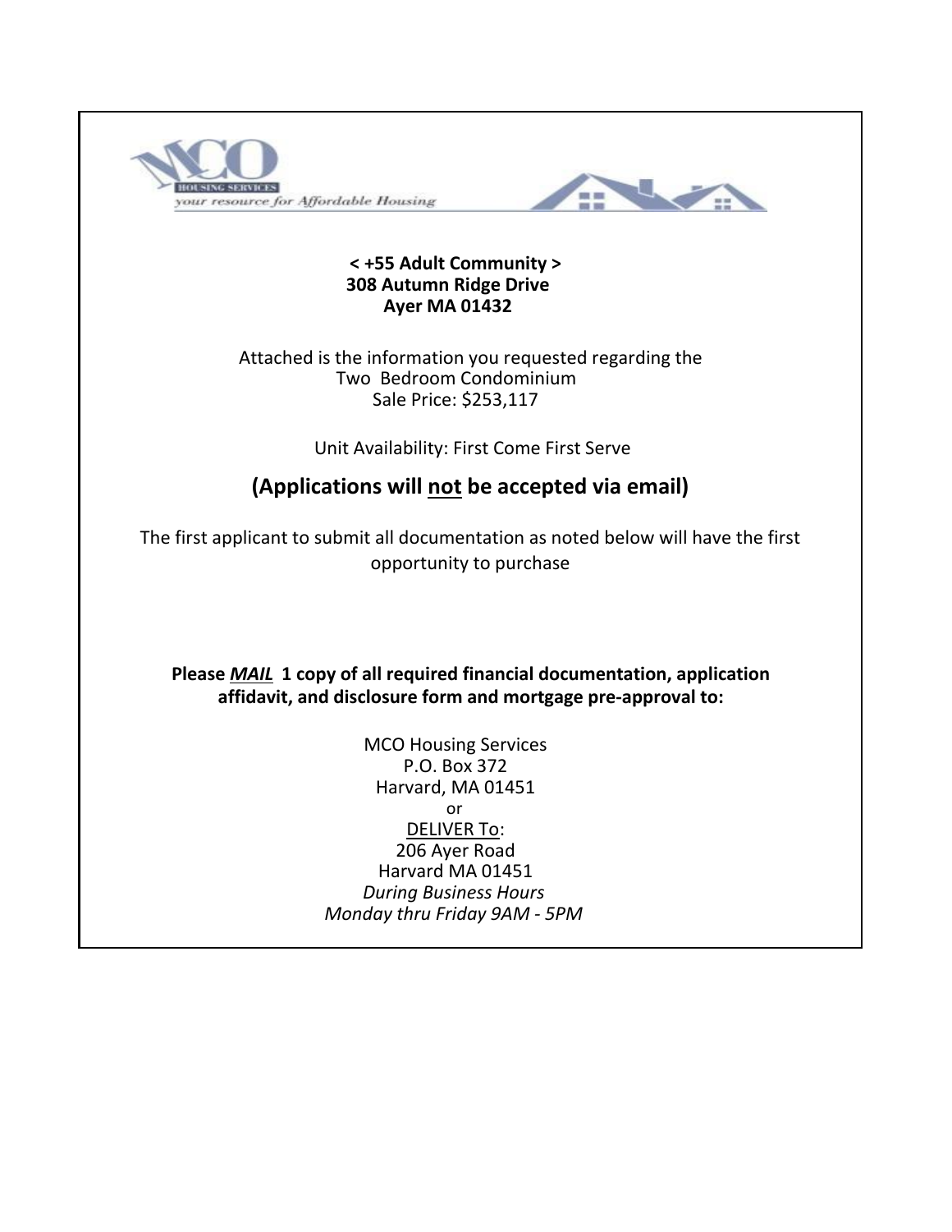MCO HOUSING SERVICES

*your resource for Affordable Housing*

**< +55 Adult Community >**
**308 Autumn Ridge Drive**
**Ayer MA 01432**

Attached is the information you requested regarding the
Two Bedroom Condominium
Sale Price: $253,117

Unit Availability: First Come First Serve

## (Applications will <u>not</u> be accepted via email)

The first applicant to submit all documentation as noted below will have the first opportunity to purchase

**Please *<u>MAIL</u>* 1 copy of all required financial documentation, application affidavit, and disclosure form and mortgage pre-approval to:**

MCO Housing Services
P.O. Box 372
Harvard, MA 01451
or
<u>DELIVER To</u>:
206 Ayer Road
Harvard MA 01451
*During Business Hours*
*Monday thru Friday 9AM - 5PM*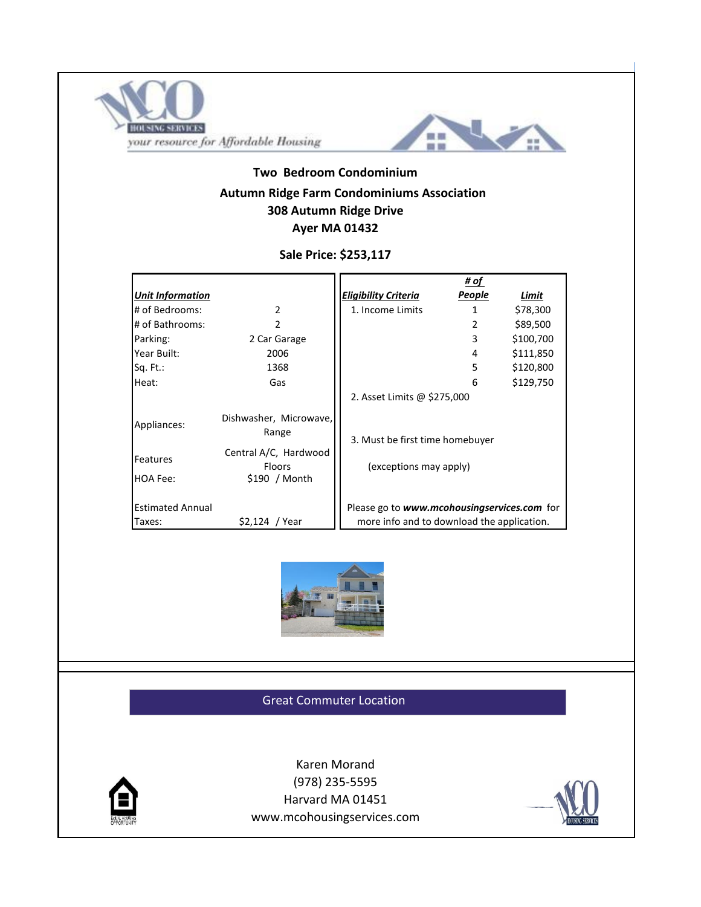HOUSING SERVICES

*your resource for Affordable Housing*

## Two Bedroom Condominium

## Autumn Ridge Farm Condominiums Association

## 308 Autumn Ridge Drive

## Ayer MA 01432

**Sale Price: $253,117**

| ***Unit Information*** | |
|---|---|
| # of Bedrooms: | 2 |
| # of Bathrooms: | 2 |
| Parking: | 2 Car Garage |
| Year Built: | 2006 |
| Sq. Ft.: | 1368 |
| Heat: | Gas |
| Appliances: | Dishwasher, Microwave, Range |
| Features | Central A/C, Hardwood Floors |
| HOA Fee: | $190 / Month |
| Estimated Annual Taxes: | $2,124 / Year |

| ***Eligibility Criteria*** | ***# of People*** | ***Limit*** |
|---|---|---|
| 1. Income Limits | 1 | $78,300 |
| | 2 | $89,500 |
| | 3 | $100,700 |
| | 4 | $111,850 |
| | 5 | $120,800 |
| | 6 | $129,750 |
| 2. Asset Limits @ $275,000 | | |
| 3. Must be first time homebuyer (exceptions may apply) | | |

Please go to ***www.mcohousingservices.com*** for more info and to download the application.

**Great Commuter Location**

Karen Morand
(978) 235-5595
Harvard MA 01451
www.mcohousingservices.com

EQUAL HOUSING OPPORTUNITY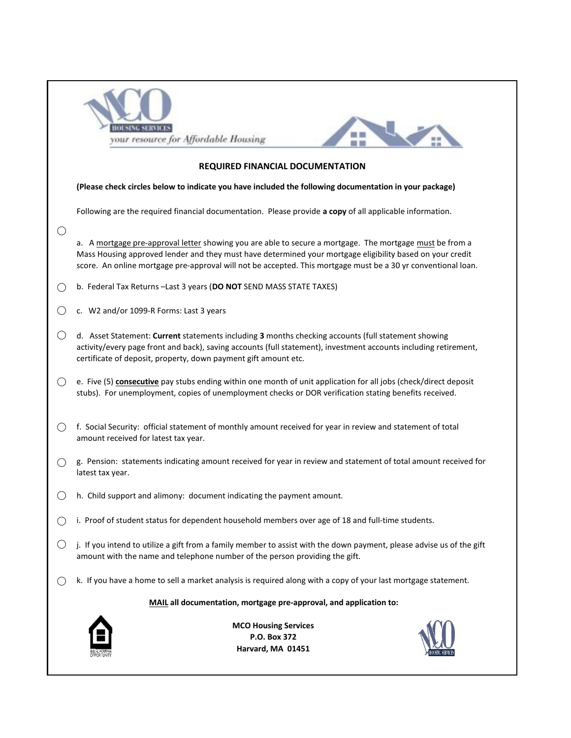MCO HOUSING SERVICES

*your resource for Affordable Housing*

## REQUIRED FINANCIAL DOCUMENTATION

**(Please check circles below to indicate you have included the following documentation in your package)**

Following are the required financial documentation. Please provide **a copy** of all applicable information.

○ a. A mortgage pre-approval letter showing you are able to secure a mortgage. The mortgage must be from a Mass Housing approved lender and they must have determined your mortgage eligibility based on your credit score. An online mortgage pre-approval will not be accepted. This mortgage must be a 30 yr conventional loan.

○ b. Federal Tax Returns –Last 3 years (**DO NOT** SEND MASS STATE TAXES)

○ c. W2 and/or 1099-R Forms: Last 3 years

○ d. Asset Statement: **Current** statements including **3** months checking accounts (full statement showing activity/every page front and back), saving accounts (full statement), investment accounts including retirement, certificate of deposit, property, down payment gift amount etc.

○ e. Five (5) **consecutive** pay stubs ending within one month of unit application for all jobs (check/direct deposit stubs). For unemployment, copies of unemployment checks or DOR verification stating benefits received.

○ f. Social Security: official statement of monthly amount received for year in review and statement of total amount received for latest tax year.

○ g. Pension: statements indicating amount received for year in review and statement of total amount received for latest tax year.

○ h. Child support and alimony: document indicating the payment amount.

○ i. Proof of student status for dependent household members over age of 18 and full-time students.

○ j. If you intend to utilize a gift from a family member to assist with the down payment, please advise us of the gift amount with the name and telephone number of the person providing the gift.

○ k. If you have a home to sell a market analysis is required along with a copy of your last mortgage statement.

**MAIL all documentation, mortgage pre-approval, and application to:**

**MCO Housing Services**
**P.O. Box 372**
**Harvard, MA 01451**

EQUAL HOUSING OPPORTUNITY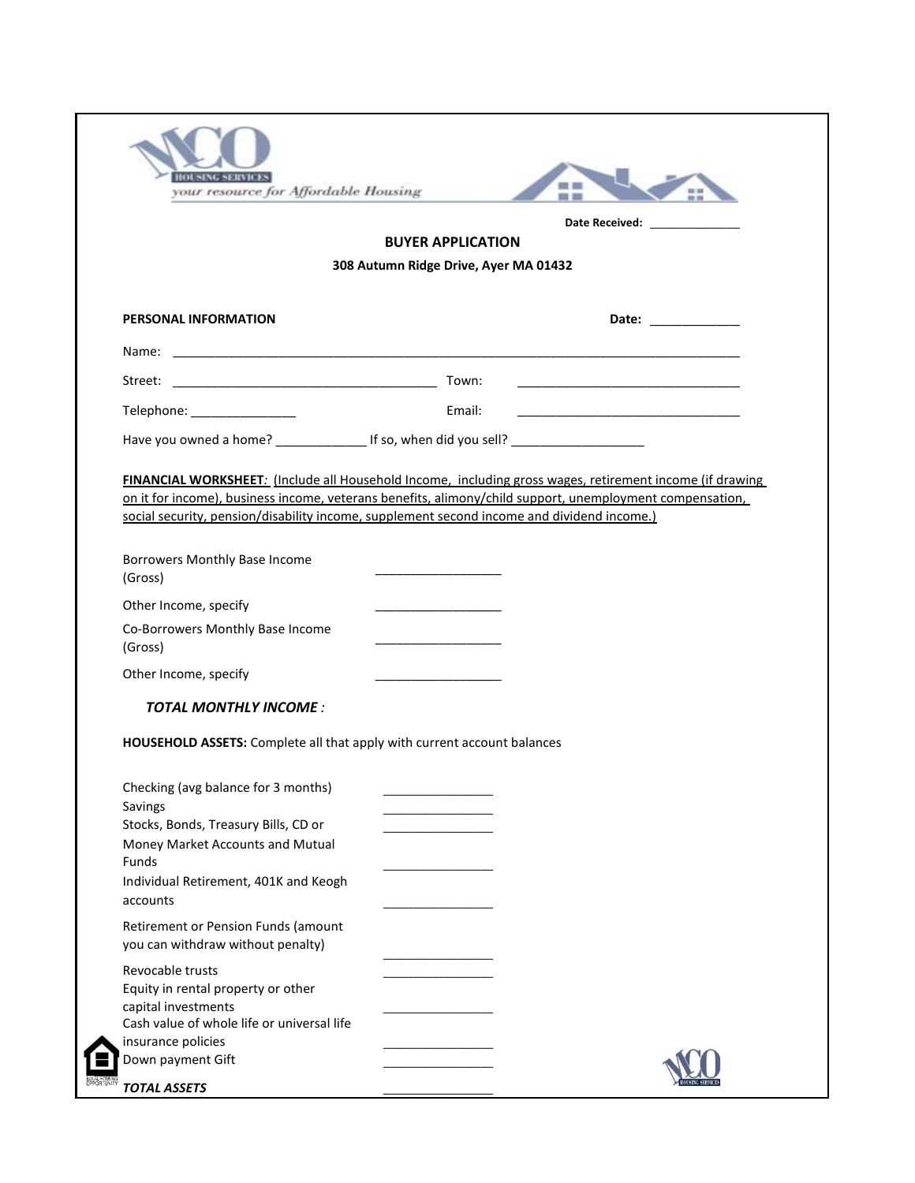MCO HOUSING SERVICES

your resource for Affordable Housing

**Date Received:** ______________

**BUYER APPLICATION**

**308 Autumn Ridge Drive, Ayer MA 01432**

**PERSONAL INFORMATION** **Date:** _____________

Name: ______________________________________________________________________________

Street: _______________________________________ Town: ________________________________

Telephone: _______________ Email: ________________________________

Have you owned a home? _____________ If so, when did you sell? ___________________

**FINANCIAL WORKSHEET**: (Include all Household Income, including gross wages, retirement income (if drawing on it for income), business income, veterans benefits, alimony/child support, unemployment compensation, social security, pension/disability income, supplement second income and dividend income.)

| | |
|---|---|
| Borrowers Monthly Base Income (Gross) | __________________ |
| Other Income, specify | __________________ |
| Co-Borrowers Monthly Base Income (Gross) | __________________ |
| Other Income, specify | __________________ |
| ***TOTAL MONTHLY INCOME :*** | |

**HOUSEHOLD ASSETS:** Complete all that apply with current account balances

| | |
|---|---|
| Checking (avg balance for 3 months) | ________________ |
| Savings | ________________ |
| Stocks, Bonds, Treasury Bills, CD or Money Market Accounts and Mutual Funds | ________________ |
| Individual Retirement, 401K and Keogh accounts | ________________ |
| Retirement or Pension Funds (amount you can withdraw without penalty) | ________________ |
| Revocable trusts | ________________ |
| Equity in rental property or other capital investments | ________________ |
| Cash value of whole life or universal life insurance policies | ________________ |
| Down payment Gift | ________________ |
| ***TOTAL ASSETS*** | ________________ |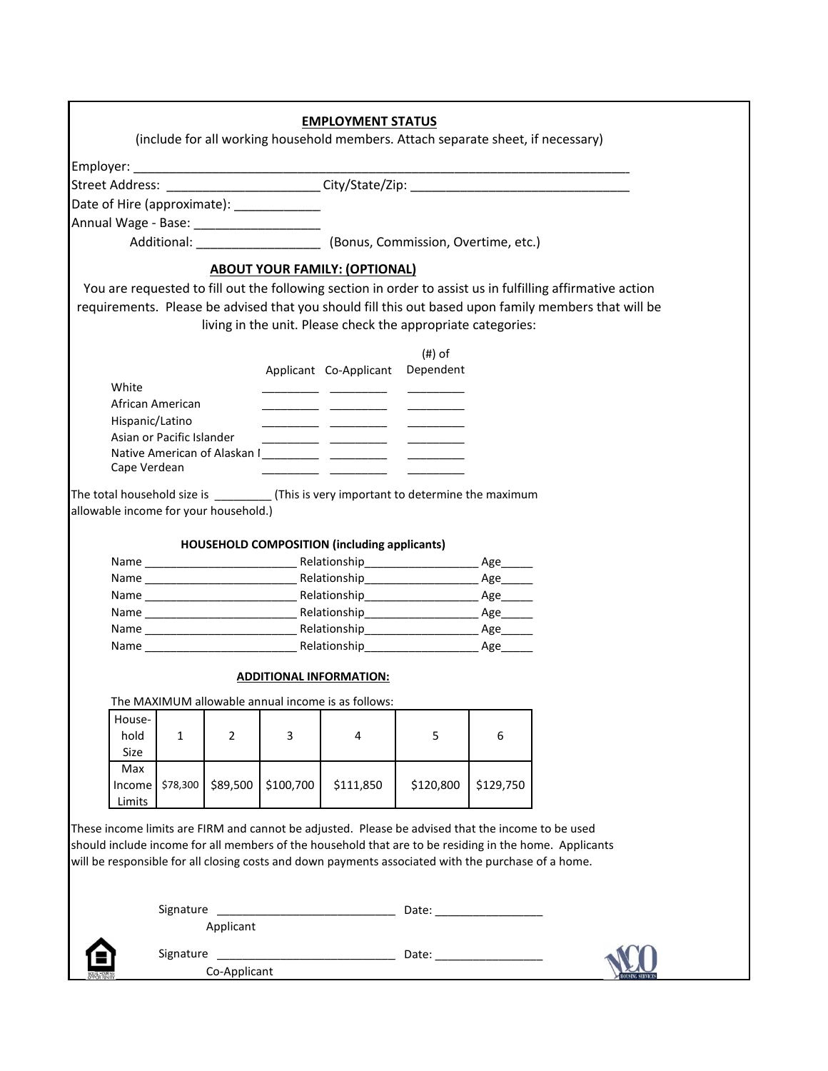## EMPLOYMENT STATUS

(include for all working household members. Attach separate sheet, if necessary)

Employer: ___________________________________________________________________________

Street Address: ______________________ City/State/Zip: _______________________________

Date of Hire (approximate): ____________

Annual Wage - Base: _________________

Additional: _________________ (Bonus, Commission, Overtime, etc.)

## ABOUT YOUR FAMILY: (OPTIONAL)

You are requested to fill out the following section in order to assist us in fulfilling affirmative action requirements. Please be advised that you should fill this out based upon family members that will be living in the unit. Please check the appropriate categories:

| | Applicant | Co-Applicant | (#) of Dependent |
|---|---|---|---|
| White | _________ | _________ | _________ |
| African American | _________ | _________ | _________ |
| Hispanic/Latino | _________ | _________ | _________ |
| Asian or Pacific Islander | _________ | _________ | _________ |
| Native American of Alaskan I | _________ | _________ | _________ |
| Cape Verdean | _________ | _________ | _________ |

The total household size is _________ (This is very important to determine the maximum allowable income for your household.)

### HOUSEHOLD COMPOSITION (including applicants)

Name ________________________ Relationship__________________ Age_____

Name ________________________ Relationship__________________ Age_____

Name ________________________ Relationship__________________ Age_____

Name ________________________ Relationship__________________ Age_____

Name ________________________ Relationship__________________ Age_____

Name ________________________ Relationship__________________ Age_____

## ADDITIONAL INFORMATION:

The MAXIMUM allowable annual income is as follows:

| Household Size | 1 | 2 | 3 | 4 | 5 | 6 |
|---|---|---|---|---|---|---|
| Max Income Limits | $78,300 | $89,500 | $100,700 | $111,850 | $120,800 | $129,750 |

These income limits are FIRM and cannot be adjusted. Please be advised that the income to be used should include income for all members of the household that are to be residing in the home. Applicants will be responsible for all closing costs and down payments associated with the purchase of a home.

Signature ____________________________ Date: _________________
Applicant

Signature ____________________________ Date: _________________
Co-Applicant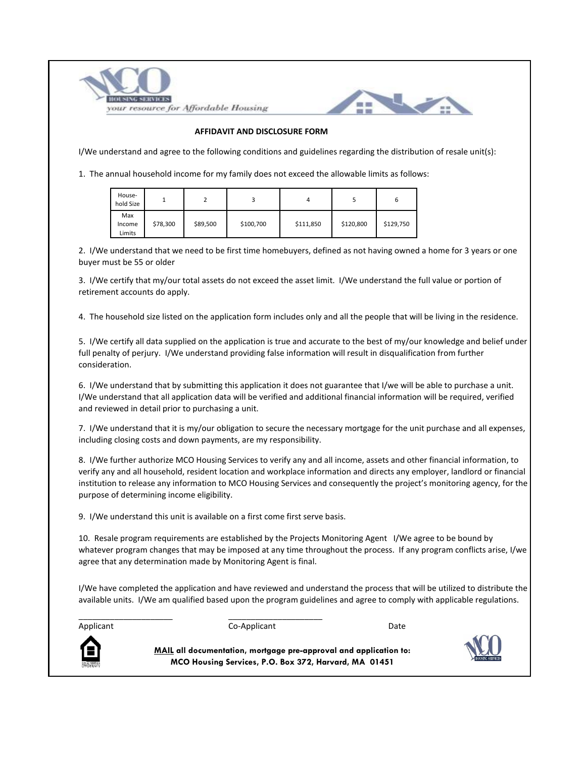MCO HOUSING SERVICES

*your resource for Affordable Housing*

**AFFIDAVIT AND DISCLOSURE FORM**

I/We understand and agree to the following conditions and guidelines regarding the distribution of resale unit(s):

1. The annual household income for my family does not exceed the allowable limits as follows:

| House-hold Size | 1 | 2 | 3 | 4 | 5 | 6 |
|---|---|---|---|---|---|---|
| Max Income Limits | $78,300 | $89,500 | $100,700 | $111,850 | $120,800 | $129,750 |

2. I/We understand that we need to be first time homebuyers, defined as not having owned a home for 3 years or one buyer must be 55 or older

3. I/We certify that my/our total assets do not exceed the asset limit. I/We understand the full value or portion of retirement accounts do apply.

4. The household size listed on the application form includes only and all the people that will be living in the residence.

5. I/We certify all data supplied on the application is true and accurate to the best of my/our knowledge and belief under full penalty of perjury. I/We understand providing false information will result in disqualification from further consideration.

6. I/We understand that by submitting this application it does not guarantee that I/we will be able to purchase a unit. I/We understand that all application data will be verified and additional financial information will be required, verified and reviewed in detail prior to purchasing a unit.

7. I/We understand that it is my/our obligation to secure the necessary mortgage for the unit purchase and all expenses, including closing costs and down payments, are my responsibility.

8. I/We further authorize MCO Housing Services to verify any and all income, assets and other financial information, to verify any and all household, resident location and workplace information and directs any employer, landlord or financial institution to release any information to MCO Housing Services and consequently the project's monitoring agency, for the purpose of determining income eligibility.

9. I/We understand this unit is available on a first come first serve basis.

10. Resale program requirements are established by the Projects Monitoring Agent I/We agree to be bound by whatever program changes that may be imposed at any time throughout the process. If any program conflicts arise, I/we agree that any determination made by Monitoring Agent is final.

I/We have completed the application and have reviewed and understand the process that will be utilized to distribute the available units. I/We am qualified based upon the program guidelines and agree to comply with applicable regulations.

______________________ ______________________

Applicant Co-Applicant Date

**MAIL all documentation, mortgage pre-approval and application to:**
**MCO Housing Services, P.O. Box 372, Harvard, MA 01451**